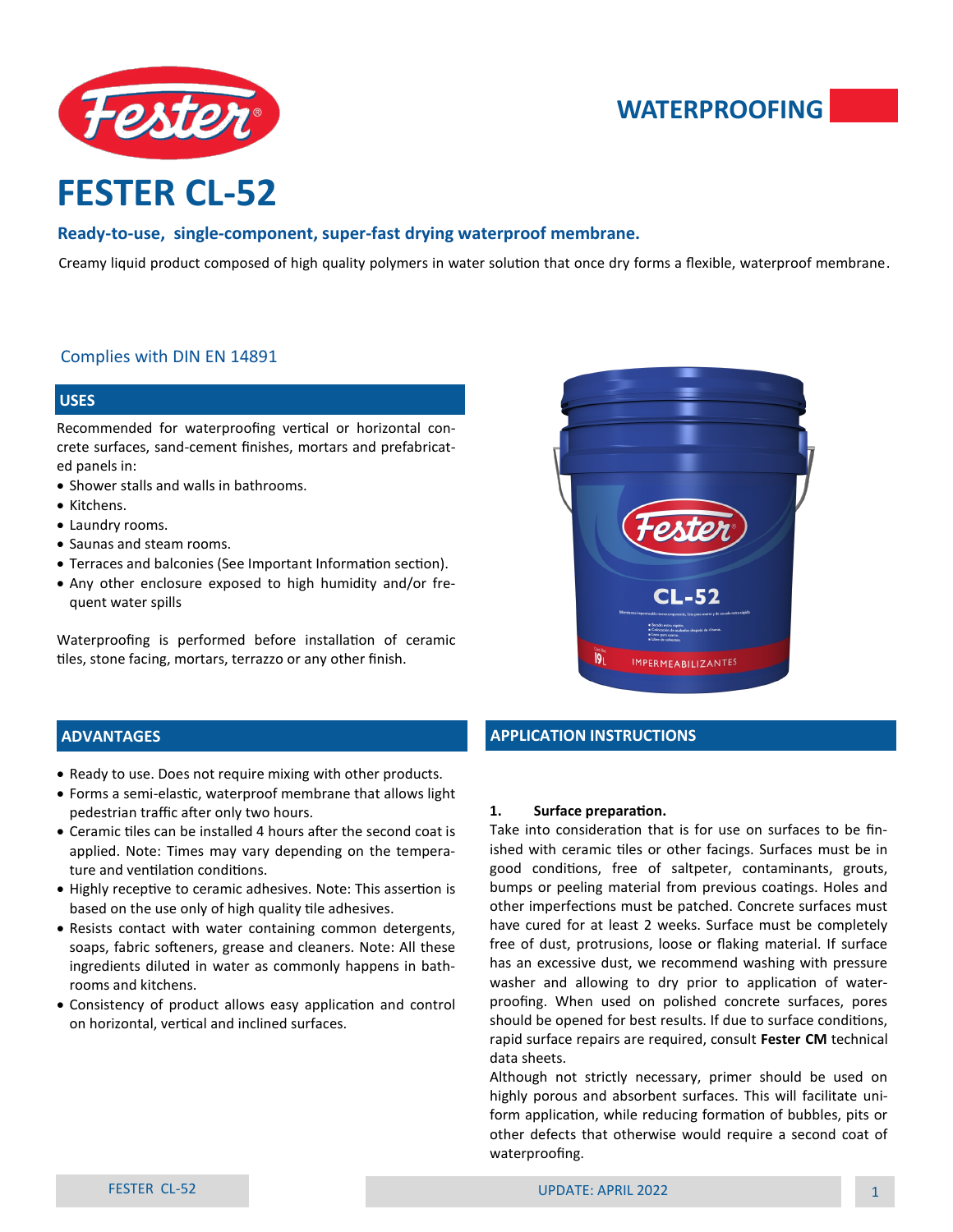WATERPROOFING

# FESTER CL-52

**Ready-to-use, single-component, super-fast drying waterproof membrane.**

Creamy liquid product composed of high quality polymers in water solution that once dry forms a flexible, waterproof membrane.

Complies with DIN EN 14891

## USES

Recommended for waterproofing vertical or horizontal concrete surfaces, sand-cement finishes, mortars and prefabricated panels in:

- Shower stalls and walls in bathrooms.
- Kitchens.
- Laundry rooms.
- Saunas and steam rooms.
- Terraces and balconies (See Important Information section).
- Any other enclosure exposed to high humidity and/or frequent water spills

Waterproofing is performed before installation of ceramic tiles, stone facing, mortars, terrazzo or any other finish.

## ADVANTAGES

- Ready to use. Does not require mixing with other products.
- Forms a semi-elastic, waterproof membrane that allows light pedestrian traffic after only two hours.
- Ceramic tiles can be installed 4 hours after the second coat is applied. Note: Times may vary depending on the temperature and ventilation conditions.
- Highly receptive to ceramic adhesives. Note: This assertion is based on the use only of high quality tile adhesives.
- Resists contact with water containing common detergents, soaps, fabric softeners, grease and cleaners. Note: All these ingredients diluted in water as commonly happens in bathrooms and kitchens.
- Consistency of product allows easy application and control on horizontal, vertical and inclined surfaces.

## APPLICATION INSTRUCTIONS

**1. Surface preparation.**

Take into consideration that is for use on surfaces to be finished with ceramic tiles or other facings. Surfaces must be in good conditions, free of saltpeter, contaminants, grouts, bumps or peeling material from previous coatings. Holes and other imperfections must be patched. Concrete surfaces must have cured for at least 2 weeks. Surface must be completely free of dust, protrusions, loose or flaking material. If surface has an excessive dust, we recommend washing with pressure washer and allowing to dry prior to application of waterproofing. When used on polished concrete surfaces, pores should be opened for best results. If due to surface conditions, rapid surface repairs are required, consult **Fester CM** technical data sheets.

Although not strictly necessary, primer should be used on highly porous and absorbent surfaces. This will facilitate uniform application, while reducing formation of bubbles, pits or other defects that otherwise would require a second coat of waterproofing.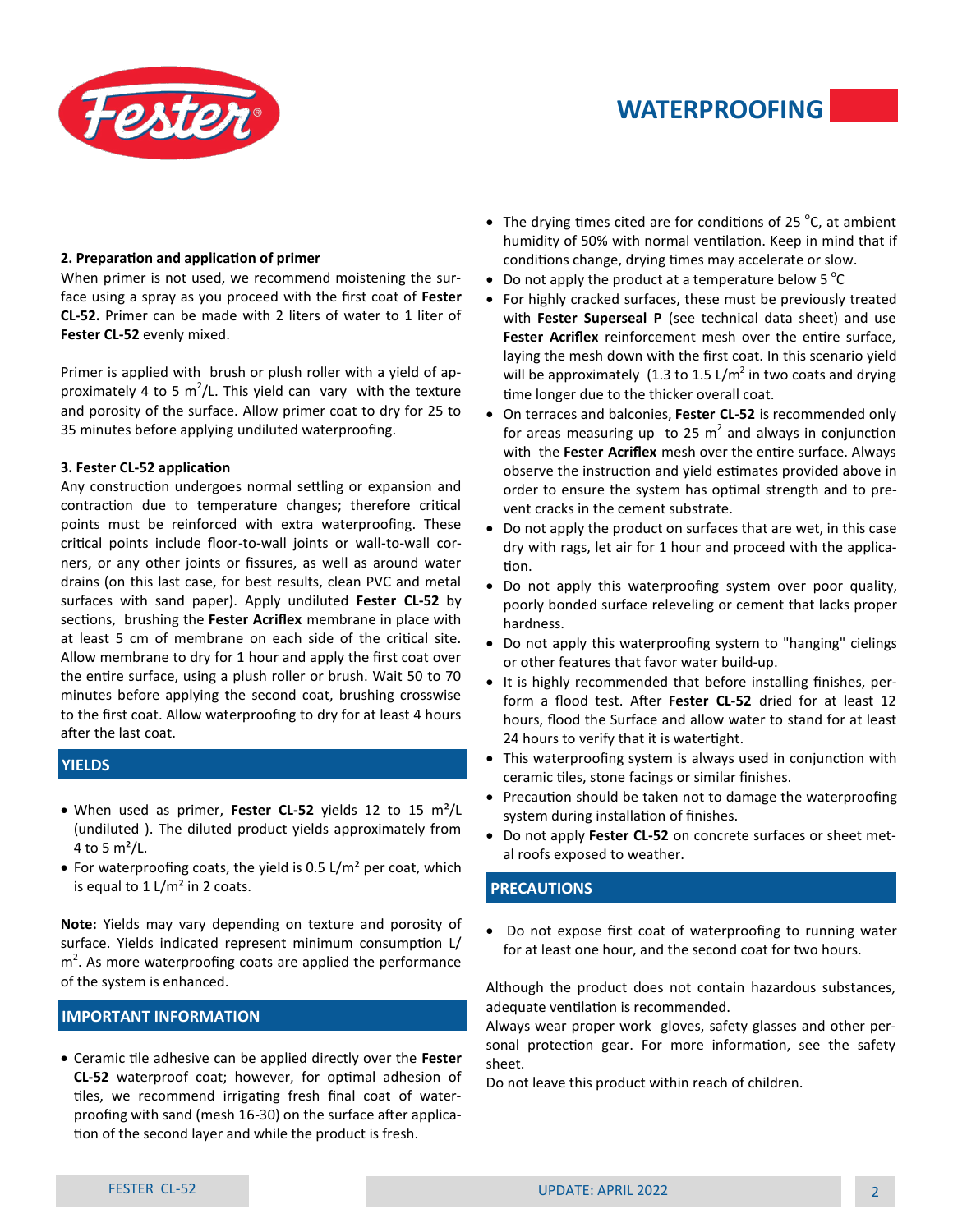### 2. Preparation and application of primer

When primer is not used, we recommend moistening the surface using a spray as you proceed with the first coat of **Fester CL-52.** Primer can be made with 2 liters of water to 1 liter of **Fester CL-52** evenly mixed.

Primer is applied with brush or plush roller with a yield of approximately 4 to 5 $m^2$/L. This yield can vary with the texture and porosity of the surface. Allow primer coat to dry for 25 to 35 minutes before applying undiluted waterproofing.

### 3. Fester CL-52 application

Any construction undergoes normal settling or expansion and contraction due to temperature changes; therefore critical points must be reinforced with extra waterproofing. These critical points include floor-to-wall joints or wall-to-wall corners, or any other joints or fissures, as well as around water drains (on this last case, for best results, clean PVC and metal surfaces with sand paper). Apply undiluted **Fester CL-52** by sections, brushing the **Fester Acriflex** membrane in place with at least 5 cm of membrane on each side of the critical site. Allow membrane to dry for 1 hour and apply the first coat over the entire surface, using a plush roller or brush. Wait 50 to 70 minutes before applying the second coat, brushing crosswise to the first coat. Allow waterproofing to dry for at least 4 hours after the last coat.

## YIELDS

- When used as primer, **Fester CL-52** yields 12 to 15 $m^2$/L (undiluted ). The diluted product yields approximately from 4 to 5 $m^2$/L.
- For waterproofing coats, the yield is 0.5 L/$m^2$ per coat, which is equal to 1 L/$m^2$ in 2 coats.

**Note:** Yields may vary depending on texture and porosity of surface. Yields indicated represent minimum consumption L/$m^2$. As more waterproofing coats are applied the performance of the system is enhanced.

## IMPORTANT INFORMATION

- Ceramic tile adhesive can be applied directly over the **Fester CL-52** waterproof coat; however, for optimal adhesion of tiles, we recommend irrigating fresh final coat of waterproofing with sand (mesh 16-30) on the surface after application of the second layer and while the product is fresh.
- The drying times cited are for conditions of 25 °C, at ambient humidity of 50% with normal ventilation. Keep in mind that if conditions change, drying times may accelerate or slow.
- Do not apply the product at a temperature below 5 °C
- For highly cracked surfaces, these must be previously treated with **Fester Superseal P** (see technical data sheet) and use **Fester Acriflex** reinforcement mesh over the entire surface, laying the mesh down with the first coat. In this scenario yield will be approximately (1.3 to 1.5 L/$m^2$ in two coats and drying time longer due to the thicker overall coat.
- On terraces and balconies, **Fester CL-52** is recommended only for areas measuring up to 25 $m^2$ and always in conjunction with the **Fester Acriflex** mesh over the entire surface. Always observe the instruction and yield estimates provided above in order to ensure the system has optimal strength and to prevent cracks in the cement substrate.
- Do not apply the product on surfaces that are wet, in this case dry with rags, let air for 1 hour and proceed with the application.
- Do not apply this waterproofing system over poor quality, poorly bonded surface releveling or cement that lacks proper hardness.
- Do not apply this waterproofing system to "hanging" cielings or other features that favor water build-up.
- It is highly recommended that before installing finishes, perform a flood test. After **Fester CL-52** dried for at least 12 hours, flood the Surface and allow water to stand for at least 24 hours to verify that it is watertight.
- This waterproofing system is always used in conjunction with ceramic tiles, stone facings or similar finishes.
- Precaution should be taken not to damage the waterproofing system during installation of finishes.
- Do not apply **Fester CL-52** on concrete surfaces or sheet metal roofs exposed to weather.

## PRECAUTIONS

- Do not expose first coat of waterproofing to running water for at least one hour, and the second coat for two hours.

Although the product does not contain hazardous substances, adequate ventilation is recommended.

Always wear proper work gloves, safety glasses and other personal protection gear. For more information, see the safety sheet.

Do not leave this product within reach of children.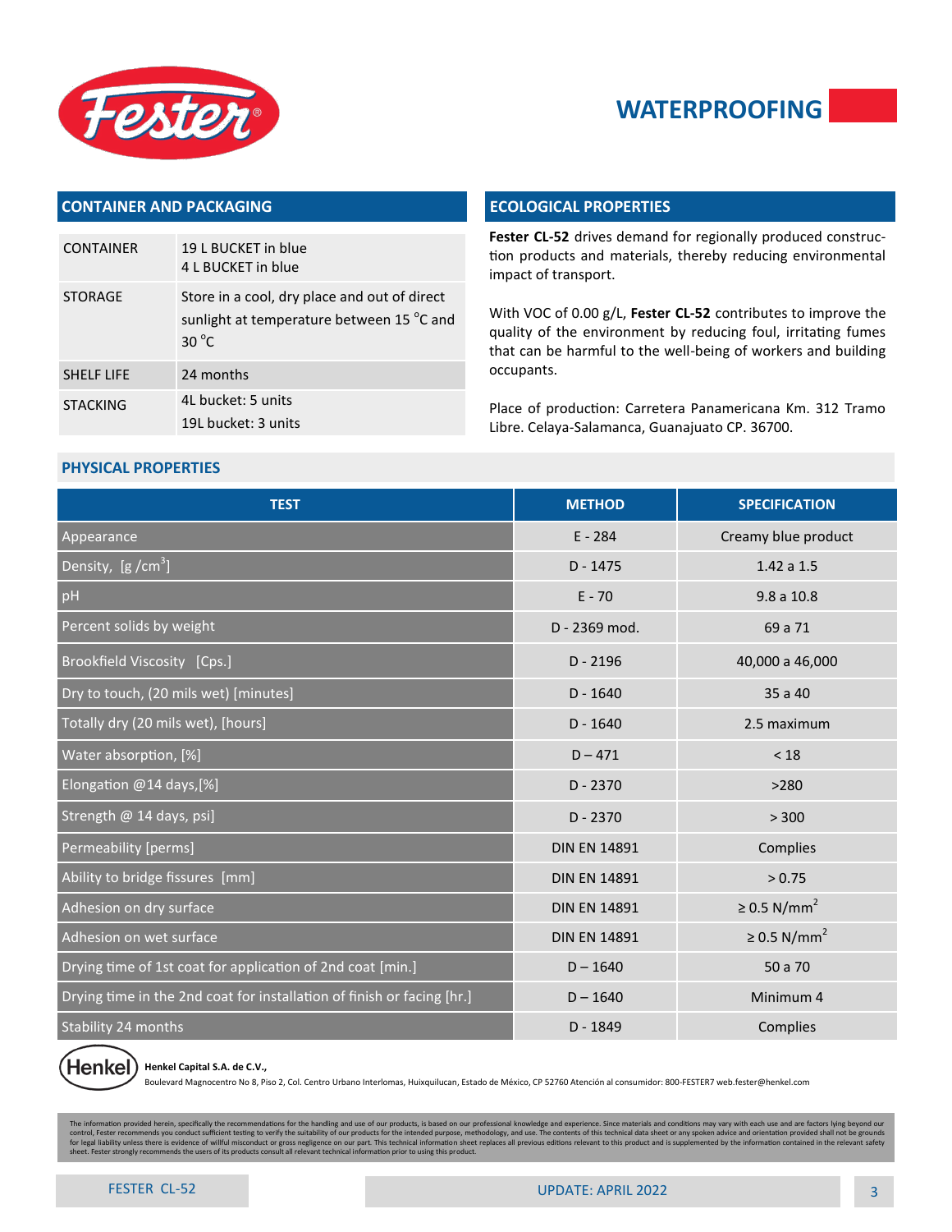# WATERPROOFING

## CONTAINER AND PACKAGING

| | |
|---|---|
| CONTAINER | 19 L BUCKET in blue<br>4 L BUCKET in blue |
| STORAGE | Store in a cool, dry place and out of direct sunlight at temperature between 15 °C and 30 °C |
| SHELF LIFE | 24 months |
| STACKING | 4L bucket: 5 units<br>19L bucket: 3 units |

## ECOLOGICAL PROPERTIES

**Fester CL-52** drives demand for regionally produced construction products and materials, thereby reducing environmental impact of transport.

With VOC of 0.00 g/L, **Fester CL-52** contributes to improve the quality of the environment by reducing foul, irritating fumes that can be harmful to the well-being of workers and building occupants.

Place of production: Carretera Panamericana Km. 312 Tramo Libre. Celaya-Salamanca, Guanajuato CP. 36700.

## PHYSICAL PROPERTIES

| TEST | METHOD | SPECIFICATION |
|---|---|---|
| Appearance | E - 284 | Creamy blue product |
| Density, [g /cm$^3$] | D - 1475 | 1.42 a 1.5 |
| pH | E - 70 | 9.8 a 10.8 |
| Percent solids by weight | D - 2369 mod. | 69 a 71 |
| Brookfield Viscosity [Cps.] | D - 2196 | 40,000 a 46,000 |
| Dry to touch, (20 mils wet) [minutes] | D - 1640 | 35 a 40 |
| Totally dry (20 mils wet), [hours] | D - 1640 | 2.5 maximum |
| Water absorption, [%] | D – 471 | < 18 |
| Elongation @14 days,[%] | D - 2370 | >280 |
| Strength @ 14 days, psi] | D - 2370 | > 300 |
| Permeability [perms] | DIN EN 14891 | Complies |
| Ability to bridge fissures [mm] | DIN EN 14891 | > 0.75 |
| Adhesion on dry surface | DIN EN 14891 | ≥ 0.5 N/mm$^2$ |
| Adhesion on wet surface | DIN EN 14891 | ≥ 0.5 N/mm$^2$ |
| Drying time of 1st coat for application of 2nd coat [min.] | D – 1640 | 50 a 70 |
| Drying time in the 2nd coat for installation of finish or facing [hr.] | D – 1640 | Minimum 4 |
| Stability 24 months | D - 1849 | Complies |

**Henkel Capital S.A. de C.V.,**
Boulevard Magnocentro No 8, Piso 2, Col. Centro Urbano Interlomas, Huixquilucan, Estado de México, CP 52760 Atención al consumidor: 800-FESTER7 web.fester@henkel.com

The information provided herein, specifically the recommendations for the handling and use of our products, is based on our professional knowledge and experience. Since materials and conditions may vary with each use and are factors lying beyond our control, Fester recommends you conduct sufficient testing to verify the suitability of our products for the intended purpose, methodology, and use. The contents of this technical data sheet or any spoken advice and orientation provided shall not be grounds for legal liability unless there is evidence of willful misconduct or gross negligence on our part. This technical information sheet replaces all previous editions relevant to this product and is supplemented by the information contained in the relevant safety sheet. Fester strongly recommends the users of its products consult all relevant technical information prior to using this product.

FESTER CL-52

UPDATE: APRIL 2022